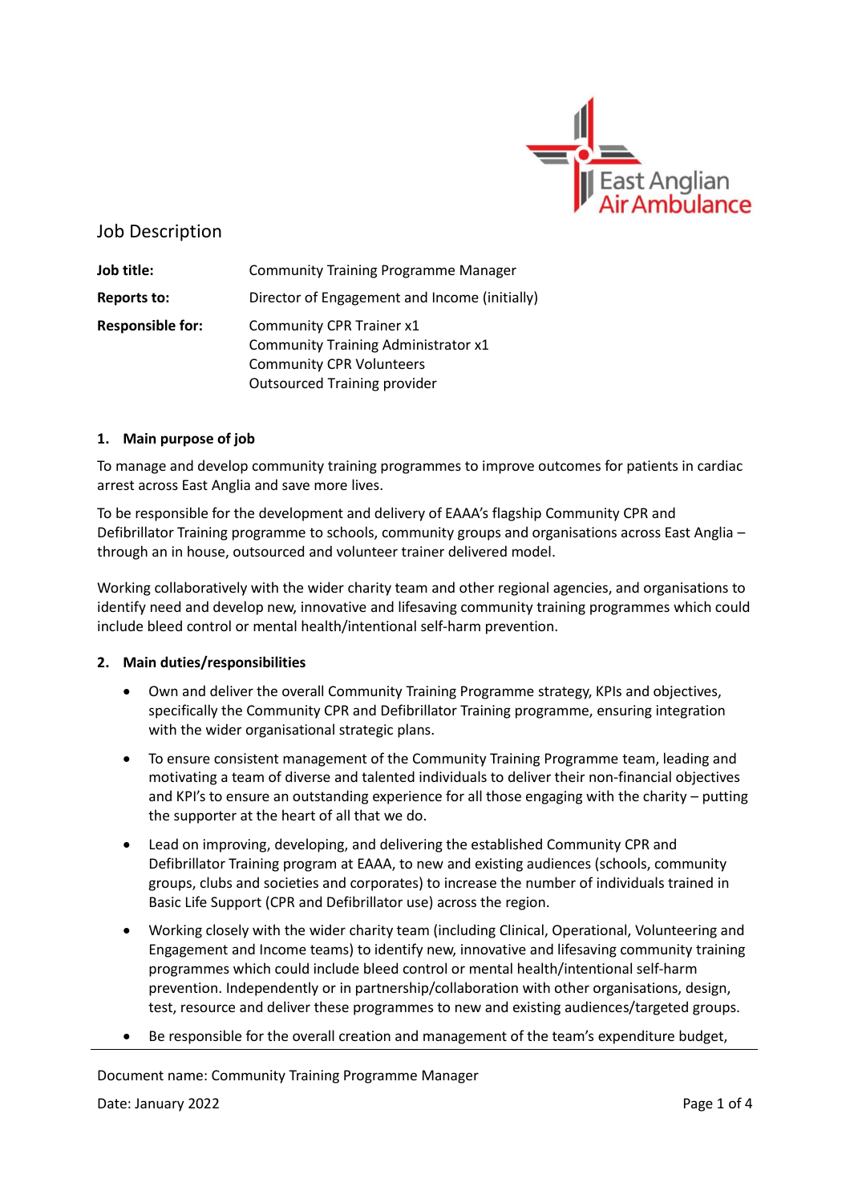# Job Description

| | |
|---|---|
| **Job title:** | Community Training Programme Manager |
| **Reports to:** | Director of Engagement and Income (initially) |
| **Responsible for:** | Community CPR Trainer x1<br>Community Training Administrator x1<br>Community CPR Volunteers<br>Outsourced Training provider |

## 1. Main purpose of job

To manage and develop community training programmes to improve outcomes for patients in cardiac arrest across East Anglia and save more lives.

To be responsible for the development and delivery of EAAA's flagship Community CPR and Defibrillator Training programme to schools, community groups and organisations across East Anglia – through an in house, outsourced and volunteer trainer delivered model.

Working collaboratively with the wider charity team and other regional agencies, and organisations to identify need and develop new, innovative and lifesaving community training programmes which could include bleed control or mental health/intentional self-harm prevention.

## 2. Main duties/responsibilities

- Own and deliver the overall Community Training Programme strategy, KPIs and objectives, specifically the Community CPR and Defibrillator Training programme, ensuring integration with the wider organisational strategic plans.
- To ensure consistent management of the Community Training Programme team, leading and motivating a team of diverse and talented individuals to deliver their non-financial objectives and KPI's to ensure an outstanding experience for all those engaging with the charity – putting the supporter at the heart of all that we do.
- Lead on improving, developing, and delivering the established Community CPR and Defibrillator Training program at EAAA, to new and existing audiences (schools, community groups, clubs and societies and corporates) to increase the number of individuals trained in Basic Life Support (CPR and Defibrillator use) across the region.
- Working closely with the wider charity team (including Clinical, Operational, Volunteering and Engagement and Income teams) to identify new, innovative and lifesaving community training programmes which could include bleed control or mental health/intentional self-harm prevention. Independently or in partnership/collaboration with other organisations, design, test, resource and deliver these programmes to new and existing audiences/targeted groups.
- Be responsible for the overall creation and management of the team's expenditure budget,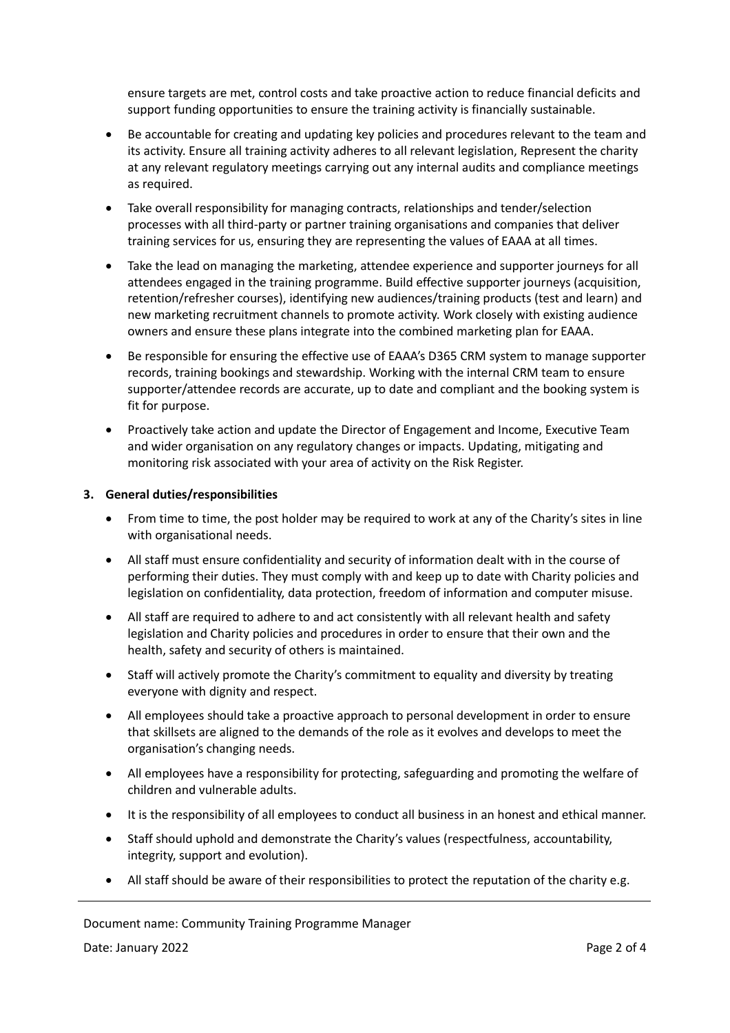ensure targets are met, control costs and take proactive action to reduce financial deficits and support funding opportunities to ensure the training activity is financially sustainable.

- Be accountable for creating and updating key policies and procedures relevant to the team and its activity. Ensure all training activity adheres to all relevant legislation, Represent the charity at any relevant regulatory meetings carrying out any internal audits and compliance meetings as required.
- Take overall responsibility for managing contracts, relationships and tender/selection processes with all third-party or partner training organisations and companies that deliver training services for us, ensuring they are representing the values of EAAA at all times.
- Take the lead on managing the marketing, attendee experience and supporter journeys for all attendees engaged in the training programme. Build effective supporter journeys (acquisition, retention/refresher courses), identifying new audiences/training products (test and learn) and new marketing recruitment channels to promote activity. Work closely with existing audience owners and ensure these plans integrate into the combined marketing plan for EAAA.
- Be responsible for ensuring the effective use of EAAA's D365 CRM system to manage supporter records, training bookings and stewardship. Working with the internal CRM team to ensure supporter/attendee records are accurate, up to date and compliant and the booking system is fit for purpose.
- Proactively take action and update the Director of Engagement and Income, Executive Team and wider organisation on any regulatory changes or impacts. Updating, mitigating and monitoring risk associated with your area of activity on the Risk Register.

**3. General duties/responsibilities**

- From time to time, the post holder may be required to work at any of the Charity's sites in line with organisational needs.
- All staff must ensure confidentiality and security of information dealt with in the course of performing their duties. They must comply with and keep up to date with Charity policies and legislation on confidentiality, data protection, freedom of information and computer misuse.
- All staff are required to adhere to and act consistently with all relevant health and safety legislation and Charity policies and procedures in order to ensure that their own and the health, safety and security of others is maintained.
- Staff will actively promote the Charity's commitment to equality and diversity by treating everyone with dignity and respect.
- All employees should take a proactive approach to personal development in order to ensure that skillsets are aligned to the demands of the role as it evolves and develops to meet the organisation's changing needs.
- All employees have a responsibility for protecting, safeguarding and promoting the welfare of children and vulnerable adults.
- It is the responsibility of all employees to conduct all business in an honest and ethical manner.
- Staff should uphold and demonstrate the Charity's values (respectfulness, accountability, integrity, support and evolution).
- All staff should be aware of their responsibilities to protect the reputation of the charity e.g.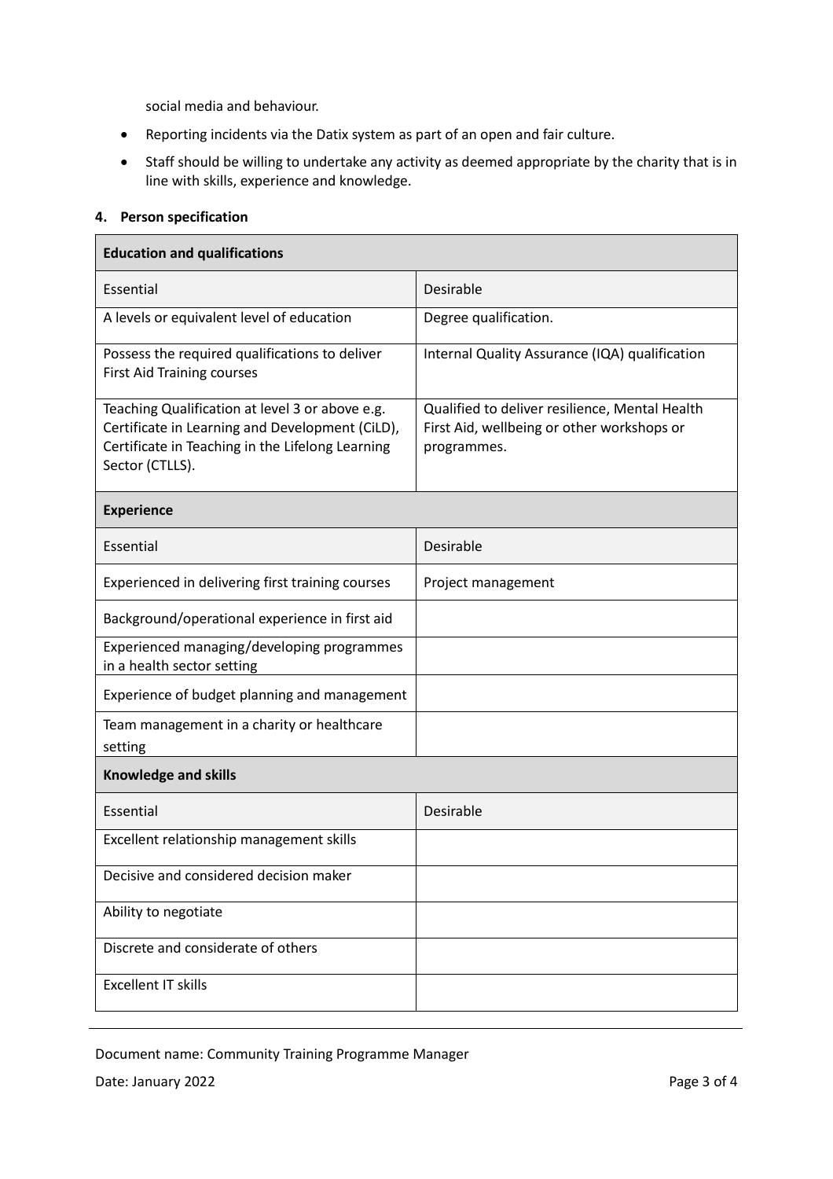social media and behaviour.

- Reporting incidents via the Datix system as part of an open and fair culture.
- Staff should be willing to undertake any activity as deemed appropriate by the charity that is in line with skills, experience and knowledge.

**4. Person specification**

| **Education and qualifications** | |
|---|---|
| Essential | Desirable |
| A levels or equivalent level of education | Degree qualification. |
| Possess the required qualifications to deliver First Aid Training courses | Internal Quality Assurance (IQA) qualification |
| Teaching Qualification at level 3 or above e.g. Certificate in Learning and Development (CiLD), Certificate in Teaching in the Lifelong Learning Sector (CTLLS). | Qualified to deliver resilience, Mental Health First Aid, wellbeing or other workshops or programmes. |
| **Experience** | |
| Essential | Desirable |
| Experienced in delivering first training courses | Project management |
| Background/operational experience in first aid | |
| Experienced managing/developing programmes in a health sector setting | |
| Experience of budget planning and management | |
| Team management in a charity or healthcare setting | |
| **Knowledge and skills** | |
| Essential | Desirable |
| Excellent relationship management skills | |
| Decisive and considered decision maker | |
| Ability to negotiate | |
| Discrete and considerate of others | |
| Excellent IT skills | |

Document name: Community Training Programme Manager

Date: January 2022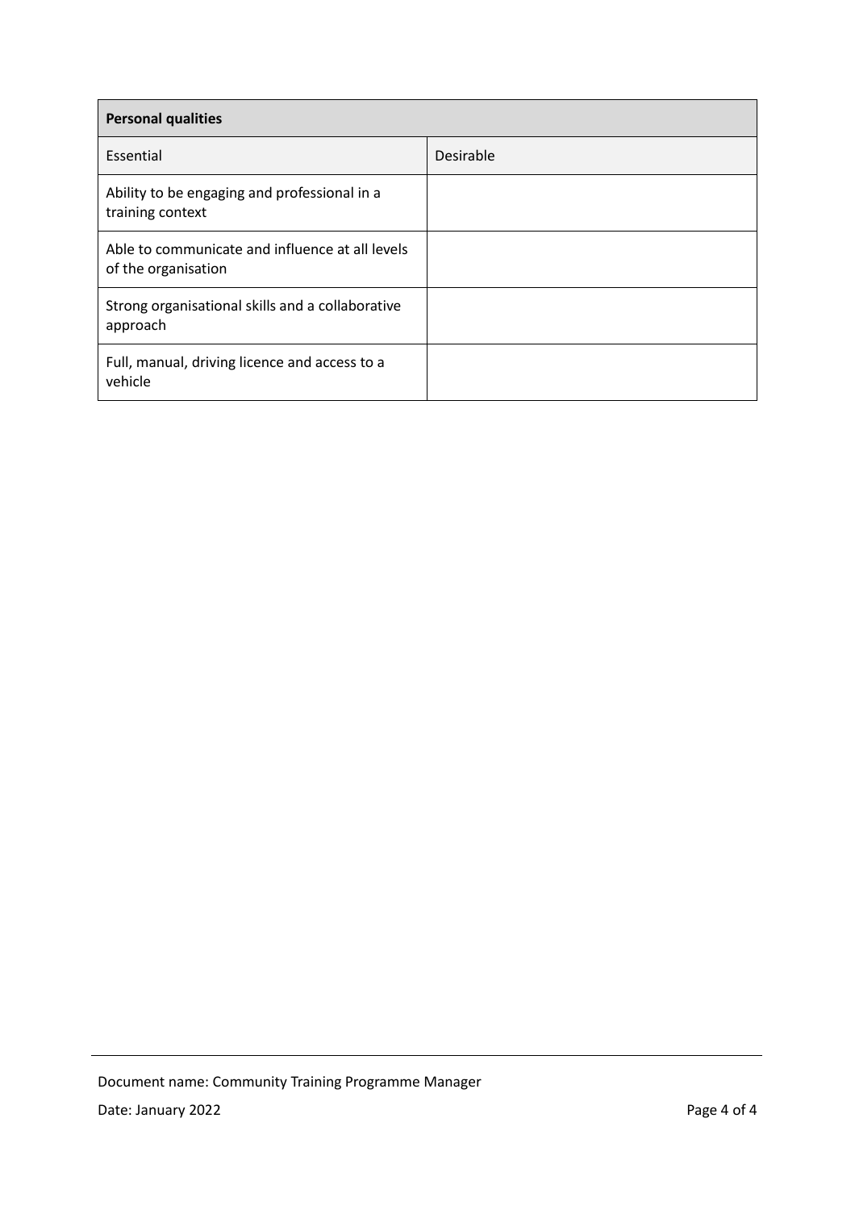| Personal qualities | |
|---|---|
| Essential | Desirable |
| Ability to be engaging and professional in a training context | |
| Able to communicate and influence at all levels of the organisation | |
| Strong organisational skills and a collaborative approach | |
| Full, manual, driving licence and access to a vehicle | |